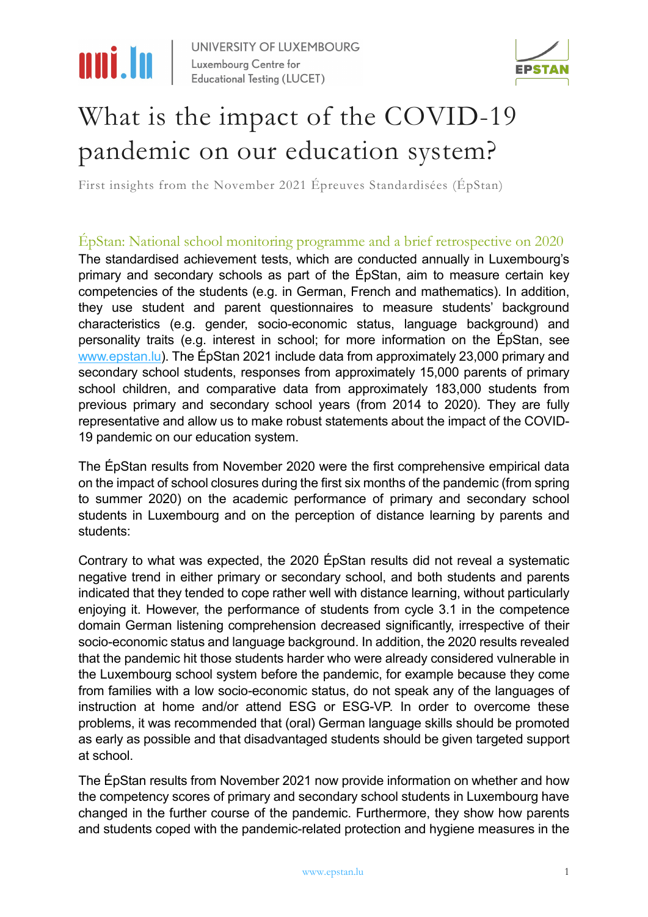UNIVERSITY OF LUXEMBOURG
Luxembourg Centre for Educational Testing (LUCET)

# What is the impact of the COVID-19 pandemic on our education system?

First insights from the November 2021 Épreuves Standardisées (ÉpStan)

## ÉpStan: National school monitoring programme and a brief retrospective on 2020

The standardised achievement tests, which are conducted annually in Luxembourg's primary and secondary schools as part of the ÉpStan, aim to measure certain key competencies of the students (e.g. in German, French and mathematics). In addition, they use student and parent questionnaires to measure students' background characteristics (e.g. gender, socio-economic status, language background) and personality traits (e.g. interest in school; for more information on the ÉpStan, see www.epstan.lu). The ÉpStan 2021 include data from approximately 23,000 primary and secondary school students, responses from approximately 15,000 parents of primary school children, and comparative data from approximately 183,000 students from previous primary and secondary school years (from 2014 to 2020). They are fully representative and allow us to make robust statements about the impact of the COVID-19 pandemic on our education system.

The ÉpStan results from November 2020 were the first comprehensive empirical data on the impact of school closures during the first six months of the pandemic (from spring to summer 2020) on the academic performance of primary and secondary school students in Luxembourg and on the perception of distance learning by parents and students:

Contrary to what was expected, the 2020 ÉpStan results did not reveal a systematic negative trend in either primary or secondary school, and both students and parents indicated that they tended to cope rather well with distance learning, without particularly enjoying it. However, the performance of students from cycle 3.1 in the competence domain German listening comprehension decreased significantly, irrespective of their socio-economic status and language background. In addition, the 2020 results revealed that the pandemic hit those students harder who were already considered vulnerable in the Luxembourg school system before the pandemic, for example because they come from families with a low socio-economic status, do not speak any of the languages of instruction at home and/or attend ESG or ESG-VP. In order to overcome these problems, it was recommended that (oral) German language skills should be promoted as early as possible and that disadvantaged students should be given targeted support at school.

The ÉpStan results from November 2021 now provide information on whether and how the competency scores of primary and secondary school students in Luxembourg have changed in the further course of the pandemic. Furthermore, they show how parents and students coped with the pandemic-related protection and hygiene measures in the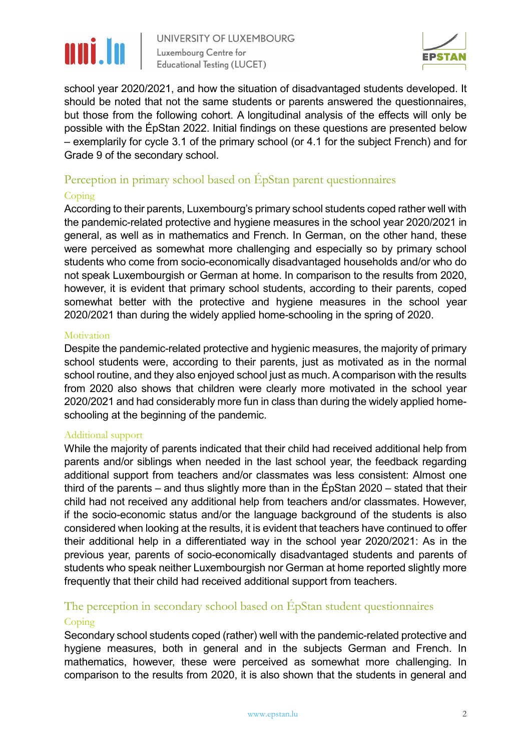school year 2020/2021, and how the situation of disadvantaged students developed. It should be noted that not the same students or parents answered the questionnaires, but those from the following cohort. A longitudinal analysis of the effects will only be possible with the ÉpStan 2022. Initial findings on these questions are presented below – exemplarily for cycle 3.1 of the primary school (or 4.1 for the subject French) and for Grade 9 of the secondary school.

## Perception in primary school based on ÉpStan parent questionnaires

### Coping

According to their parents, Luxembourg's primary school students coped rather well with the pandemic-related protective and hygiene measures in the school year 2020/2021 in general, as well as in mathematics and French. In German, on the other hand, these were perceived as somewhat more challenging and especially so by primary school students who come from socio-economically disadvantaged households and/or who do not speak Luxembourgish or German at home. In comparison to the results from 2020, however, it is evident that primary school students, according to their parents, coped somewhat better with the protective and hygiene measures in the school year 2020/2021 than during the widely applied home-schooling in the spring of 2020.

### Motivation

Despite the pandemic-related protective and hygienic measures, the majority of primary school students were, according to their parents, just as motivated as in the normal school routine, and they also enjoyed school just as much. A comparison with the results from 2020 also shows that children were clearly more motivated in the school year 2020/2021 and had considerably more fun in class than during the widely applied home-schooling at the beginning of the pandemic.

### Additional support

While the majority of parents indicated that their child had received additional help from parents and/or siblings when needed in the last school year, the feedback regarding additional support from teachers and/or classmates was less consistent: Almost one third of the parents – and thus slightly more than in the ÉpStan 2020 – stated that their child had not received any additional help from teachers and/or classmates. However, if the socio-economic status and/or the language background of the students is also considered when looking at the results, it is evident that teachers have continued to offer their additional help in a differentiated way in the school year 2020/2021: As in the previous year, parents of socio-economically disadvantaged students and parents of students who speak neither Luxembourgish nor German at home reported slightly more frequently that their child had received additional support from teachers.

## The perception in secondary school based on ÉpStan student questionnaires

### Coping

Secondary school students coped (rather) well with the pandemic-related protective and hygiene measures, both in general and in the subjects German and French. In mathematics, however, these were perceived as somewhat more challenging. In comparison to the results from 2020, it is also shown that the students in general and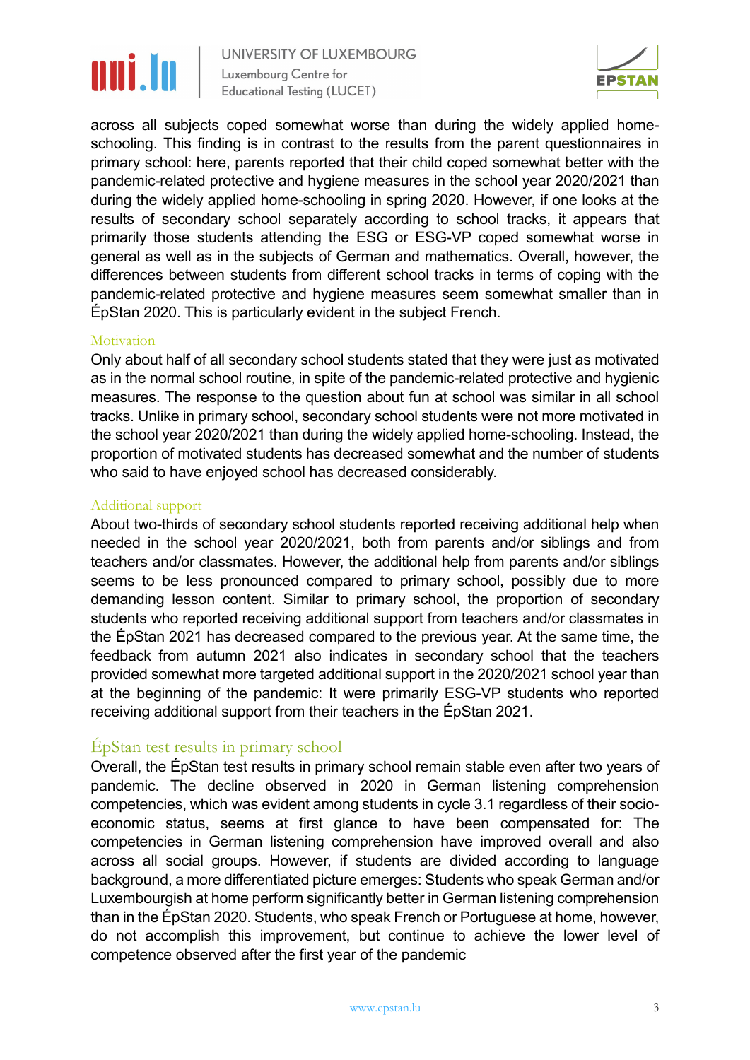across all subjects coped somewhat worse than during the widely applied home-schooling. This finding is in contrast to the results from the parent questionnaires in primary school: here, parents reported that their child coped somewhat better with the pandemic-related protective and hygiene measures in the school year 2020/2021 than during the widely applied home-schooling in spring 2020. However, if one looks at the results of secondary school separately according to school tracks, it appears that primarily those students attending the ESG or ESG-VP coped somewhat worse in general as well as in the subjects of German and mathematics. Overall, however, the differences between students from different school tracks in terms of coping with the pandemic-related protective and hygiene measures seem somewhat smaller than in ÉpStan 2020. This is particularly evident in the subject French.

### Motivation

Only about half of all secondary school students stated that they were just as motivated as in the normal school routine, in spite of the pandemic-related protective and hygienic measures. The response to the question about fun at school was similar in all school tracks. Unlike in primary school, secondary school students were not more motivated in the school year 2020/2021 than during the widely applied home-schooling. Instead, the proportion of motivated students has decreased somewhat and the number of students who said to have enjoyed school has decreased considerably.

### Additional support

About two-thirds of secondary school students reported receiving additional help when needed in the school year 2020/2021, both from parents and/or siblings and from teachers and/or classmates. However, the additional help from parents and/or siblings seems to be less pronounced compared to primary school, possibly due to more demanding lesson content. Similar to primary school, the proportion of secondary students who reported receiving additional support from teachers and/or classmates in the ÉpStan 2021 has decreased compared to the previous year. At the same time, the feedback from autumn 2021 also indicates in secondary school that the teachers provided somewhat more targeted additional support in the 2020/2021 school year than at the beginning of the pandemic: It were primarily ESG-VP students who reported receiving additional support from their teachers in the ÉpStan 2021.

## ÉpStan test results in primary school

Overall, the ÉpStan test results in primary school remain stable even after two years of pandemic. The decline observed in 2020 in German listening comprehension competencies, which was evident among students in cycle 3.1 regardless of their socio-economic status, seems at first glance to have been compensated for: The competencies in German listening comprehension have improved overall and also across all social groups. However, if students are divided according to language background, a more differentiated picture emerges: Students who speak German and/or Luxembourgish at home perform significantly better in German listening comprehension than in the ÉpStan 2020. Students, who speak French or Portuguese at home, however, do not accomplish this improvement, but continue to achieve the lower level of competence observed after the first year of the pandemic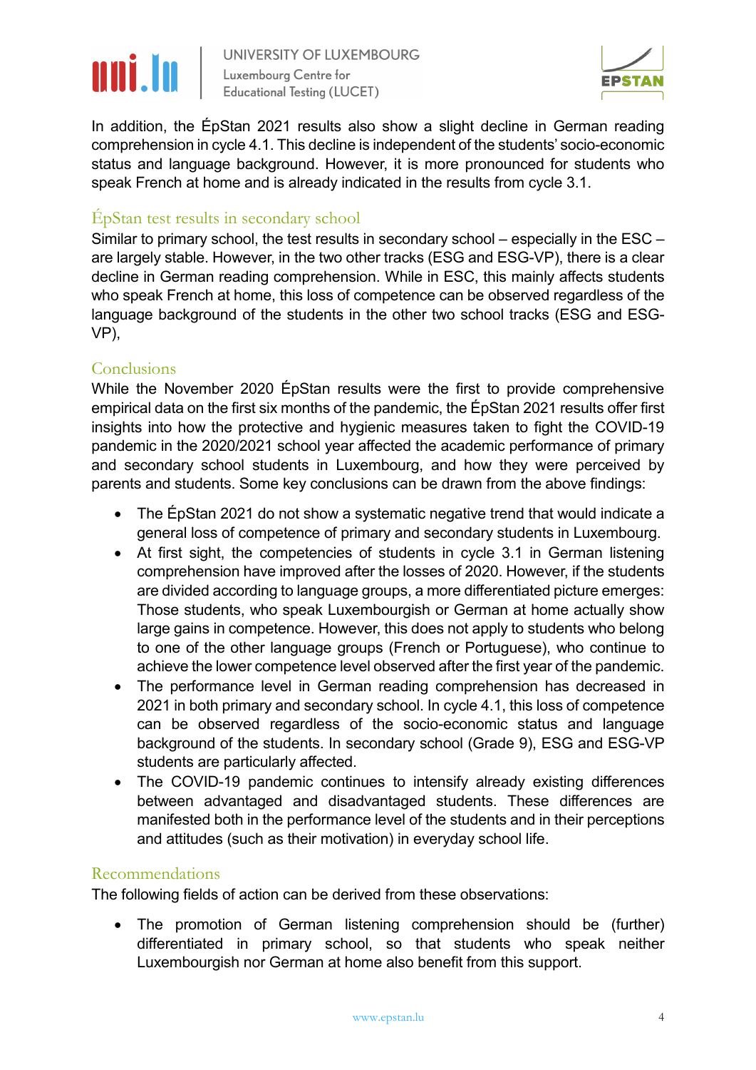In addition, the ÉpStan 2021 results also show a slight decline in German reading comprehension in cycle 4.1. This decline is independent of the students' socio-economic status and language background. However, it is more pronounced for students who speak French at home and is already indicated in the results from cycle 3.1.

## ÉpStan test results in secondary school

Similar to primary school, the test results in secondary school – especially in the ESC – are largely stable. However, in the two other tracks (ESG and ESG-VP), there is a clear decline in German reading comprehension. While in ESC, this mainly affects students who speak French at home, this loss of competence can be observed regardless of the language background of the students in the other two school tracks (ESG and ESG-VP),

## Conclusions

While the November 2020 ÉpStan results were the first to provide comprehensive empirical data on the first six months of the pandemic, the ÉpStan 2021 results offer first insights into how the protective and hygienic measures taken to fight the COVID-19 pandemic in the 2020/2021 school year affected the academic performance of primary and secondary school students in Luxembourg, and how they were perceived by parents and students. Some key conclusions can be drawn from the above findings:

- The ÉpStan 2021 do not show a systematic negative trend that would indicate a general loss of competence of primary and secondary students in Luxembourg.
- At first sight, the competencies of students in cycle 3.1 in German listening comprehension have improved after the losses of 2020. However, if the students are divided according to language groups, a more differentiated picture emerges: Those students, who speak Luxembourgish or German at home actually show large gains in competence. However, this does not apply to students who belong to one of the other language groups (French or Portuguese), who continue to achieve the lower competence level observed after the first year of the pandemic.
- The performance level in German reading comprehension has decreased in 2021 in both primary and secondary school. In cycle 4.1, this loss of competence can be observed regardless of the socio-economic status and language background of the students. In secondary school (Grade 9), ESG and ESG-VP students are particularly affected.
- The COVID-19 pandemic continues to intensify already existing differences between advantaged and disadvantaged students. These differences are manifested both in the performance level of the students and in their perceptions and attitudes (such as their motivation) in everyday school life.

## Recommendations

The following fields of action can be derived from these observations:

- The promotion of German listening comprehension should be (further) differentiated in primary school, so that students who speak neither Luxembourgish nor German at home also benefit from this support.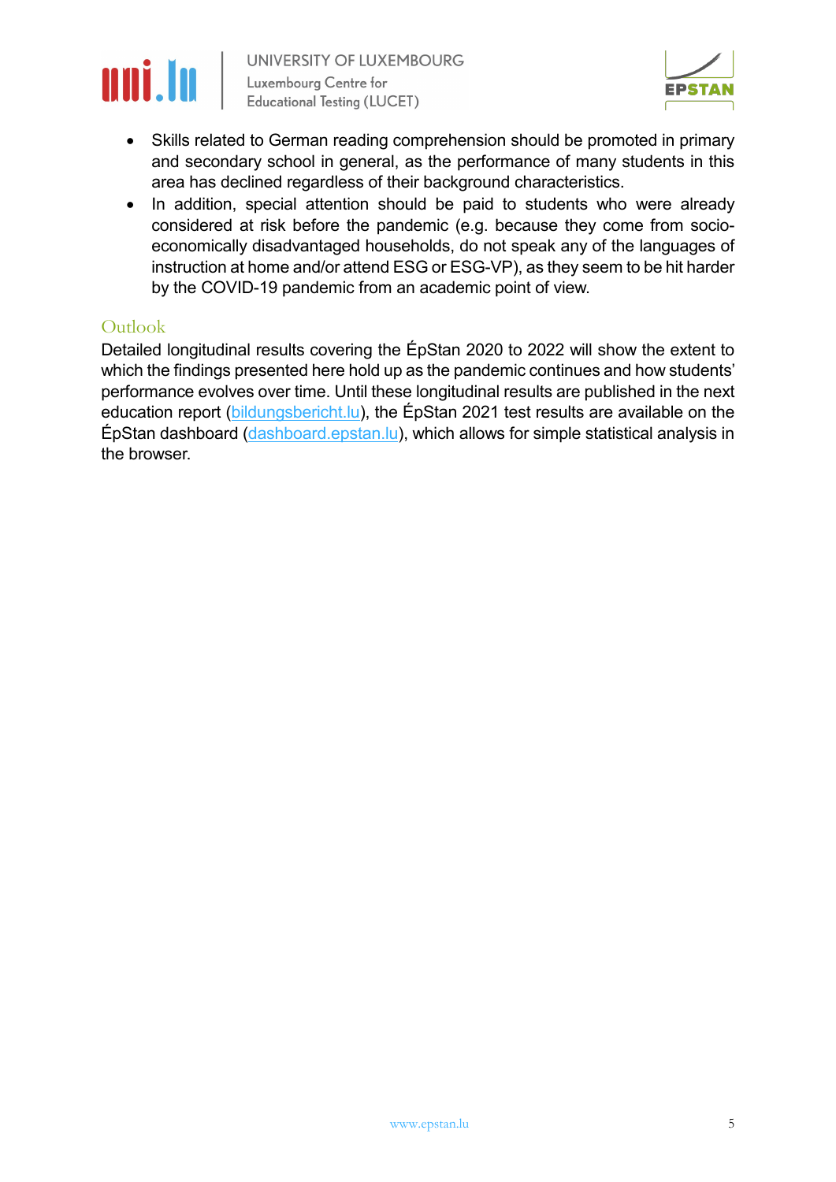- Skills related to German reading comprehension should be promoted in primary and secondary school in general, as the performance of many students in this area has declined regardless of their background characteristics.
- In addition, special attention should be paid to students who were already considered at risk before the pandemic (e.g. because they come from socio-economically disadvantaged households, do not speak any of the languages of instruction at home and/or attend ESG or ESG-VP), as they seem to be hit harder by the COVID-19 pandemic from an academic point of view.

## Outlook

Detailed longitudinal results covering the ÉpStan 2020 to 2022 will show the extent to which the findings presented here hold up as the pandemic continues and how students' performance evolves over time. Until these longitudinal results are published in the next education report (bildungsbericht.lu), the ÉpStan 2021 test results are available on the ÉpStan dashboard (dashboard.epstan.lu), which allows for simple statistical analysis in the browser.